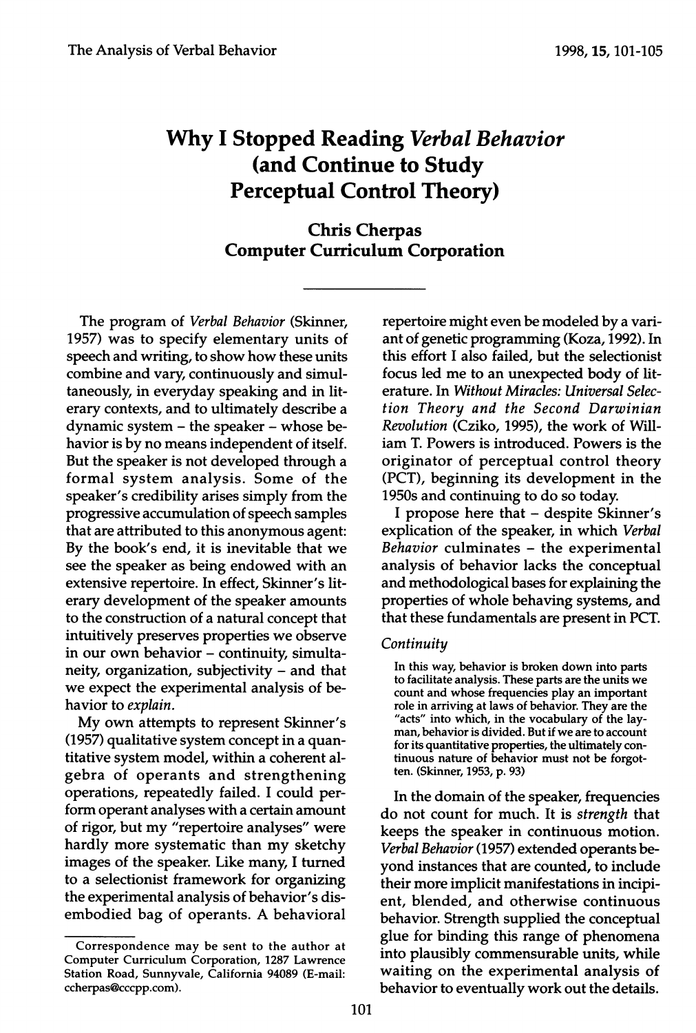# Why I Stopped Reading *Verbal Behavior* (and Continue to Study Perceptual Control Theory)

**Chris Cherpas**
**Computer Curriculum Corporation**

---

The program of *Verbal Behavior* (Skinner, 1957) was to specify elementary units of speech and writing, to show how these units combine and vary, continuously and simultaneously, in everyday speaking and in literary contexts, and to ultimately describe a dynamic system – the speaker – whose behavior is by no means independent of itself. But the speaker is not developed through a formal system analysis. Some of the speaker's credibility arises simply from the progressive accumulation of speech samples that are attributed to this anonymous agent: By the book's end, it is inevitable that we see the speaker as being endowed with an extensive repertoire. In effect, Skinner's literary development of the speaker amounts to the construction of a natural concept that intuitively preserves properties we observe in our own behavior – continuity, simultaneity, organization, subjectivity – and that we expect the experimental analysis of behavior to *explain*.

My own attempts to represent Skinner's (1957) qualitative system concept in a quantitative system model, within a coherent algebra of operants and strengthening operations, repeatedly failed. I could perform operant analyses with a certain amount of rigor, but my "repertoire analyses" were hardly more systematic than my sketchy images of the speaker. Like many, I turned to a selectionist framework for organizing the experimental analysis of behavior's disembodied bag of operants. A behavioral repertoire might even be modeled by a variant of genetic programming (Koza, 1992). In this effort I also failed, but the selectionist focus led me to an unexpected body of literature. In *Without Miracles: Universal Selection Theory and the Second Darwinian Revolution* (Cziko, 1995), the work of William T. Powers is introduced. Powers is the originator of perceptual control theory (PCT), beginning its development in the 1950s and continuing to do so today.

I propose here that – despite Skinner's explication of the speaker, in which *Verbal Behavior* culminates – the experimental analysis of behavior lacks the conceptual and methodological bases for explaining the properties of whole behaving systems, and that these fundamentals are present in PCT.

## *Continuity*

> In this way, behavior is broken down into parts to facilitate analysis. These parts are the units we count and whose frequencies play an important role in arriving at laws of behavior. They are the "acts" into which, in the vocabulary of the layman, behavior is divided. But if we are to account for its quantitative properties, the ultimately continuous nature of behavior must not be forgotten. (Skinner, 1953, p. 93)

In the domain of the speaker, frequencies do not count for much. It is *strength* that keeps the speaker in continuous motion. *Verbal Behavior* (1957) extended operants beyond instances that are counted, to include their more implicit manifestations in incipient, blended, and otherwise continuous behavior. Strength supplied the conceptual glue for binding this range of phenomena into plausibly commensurable units, while waiting on the experimental analysis of behavior to eventually work out the details.

---

Correspondence may be sent to the author at Computer Curriculum Corporation, 1287 Lawrence Station Road, Sunnyvale, California 94089 (E-mail: ccherpas@cccpp.com).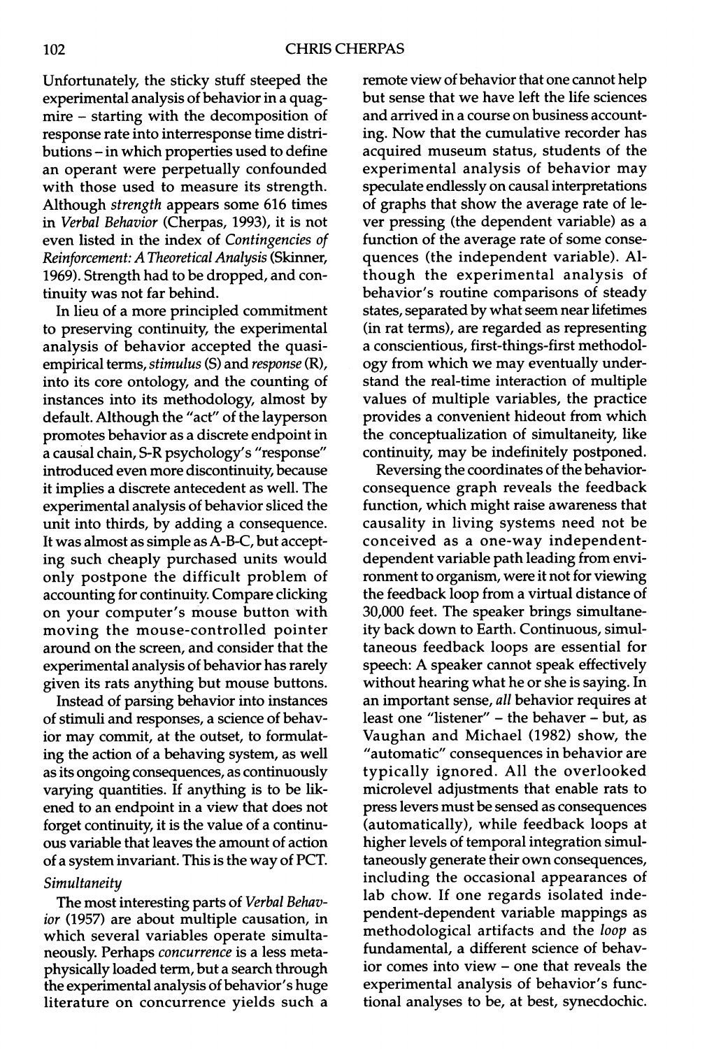Unfortunately, the sticky stuff steeped the experimental analysis of behavior in a quagmire – starting with the decomposition of response rate into interresponse time distributions – in which properties used to define an operant were perpetually confounded with those used to measure its strength. Although *strength* appears some 616 times in *Verbal Behavior* (Cherpas, 1993), it is not even listed in the index of *Contingencies of Reinforcement: A Theoretical Analysis* (Skinner, 1969). Strength had to be dropped, and continuity was not far behind.

In lieu of a more principled commitment to preserving continuity, the experimental analysis of behavior accepted the quasi-empirical terms, *stimulus* (S) and *response* (R), into its core ontology, and the counting of instances into its methodology, almost by default. Although the "act" of the layperson promotes behavior as a discrete endpoint in a causal chain, S-R psychology's "response" introduced even more discontinuity, because it implies a discrete antecedent as well. The experimental analysis of behavior sliced the unit into thirds, by adding a consequence. It was almost as simple as A-B-C, but accepting such cheaply purchased units would only postpone the difficult problem of accounting for continuity. Compare clicking on your computer's mouse button with moving the mouse-controlled pointer around on the screen, and consider that the experimental analysis of behavior has rarely given its rats anything but mouse buttons.

Instead of parsing behavior into instances of stimuli and responses, a science of behavior may commit, at the outset, to formulating the action of a behaving system, as well as its ongoing consequences, as continuously varying quantities. If anything is to be likened to an endpoint in a view that does not forget continuity, it is the value of a continuous variable that leaves the amount of action of a system invariant. This is the way of PCT.

*Simultaneity*

The most interesting parts of *Verbal Behavior* (1957) are about multiple causation, in which several variables operate simultaneously. Perhaps *concurrence* is a less metaphysically loaded term, but a search through the experimental analysis of behavior's huge literature on concurrence yields such a remote view of behavior that one cannot help but sense that we have left the life sciences and arrived in a course on business accounting. Now that the cumulative recorder has acquired museum status, students of the experimental analysis of behavior may speculate endlessly on causal interpretations of graphs that show the average rate of lever pressing (the dependent variable) as a function of the average rate of some consequences (the independent variable). Although the experimental analysis of behavior's routine comparisons of steady states, separated by what seem near lifetimes (in rat terms), are regarded as representing a conscientious, first-things-first methodology from which we may eventually understand the real-time interaction of multiple values of multiple variables, the practice provides a convenient hideout from which the conceptualization of simultaneity, like continuity, may be indefinitely postponed.

Reversing the coordinates of the behavior-consequence graph reveals the feedback function, which might raise awareness that causality in living systems need not be conceived as a one-way independent-dependent variable path leading from environment to organism, were it not for viewing the feedback loop from a virtual distance of 30,000 feet. The speaker brings simultaneity back down to Earth. Continuous, simultaneous feedback loops are essential for speech: A speaker cannot speak effectively without hearing what he or she is saying. In an important sense, *all* behavior requires at least one "listener" – the behaver – but, as Vaughan and Michael (1982) show, the "automatic" consequences in behavior are typically ignored. All the overlooked microlevel adjustments that enable rats to press levers must be sensed as consequences (automatically), while feedback loops at higher levels of temporal integration simultaneously generate their own consequences, including the occasional appearances of lab chow. If one regards isolated independent-dependent variable mappings as methodological artifacts and the *loop* as fundamental, a different science of behavior comes into view – one that reveals the experimental analysis of behavior's functional analyses to be, at best, synecdochic.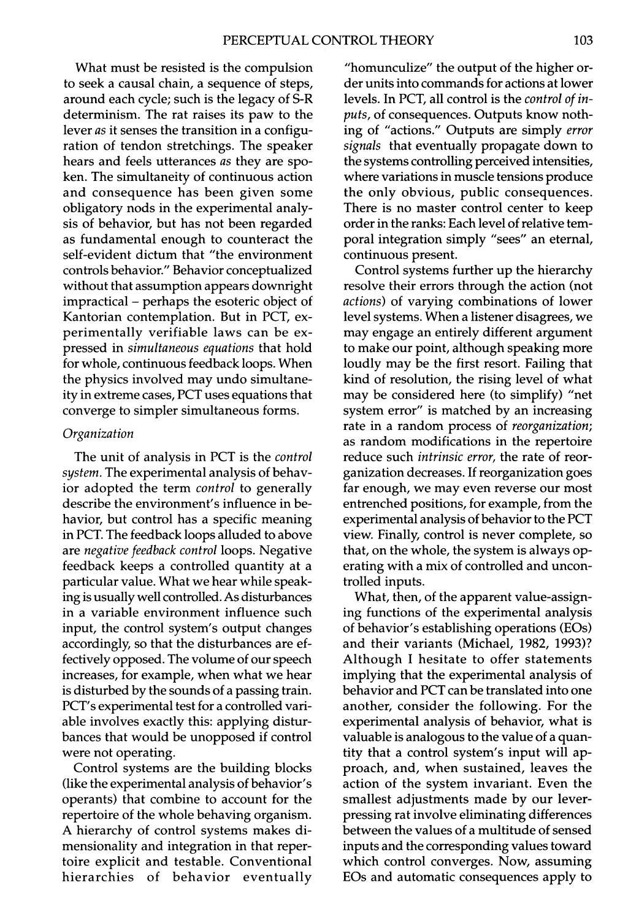What must be resisted is the compulsion to seek a causal chain, a sequence of steps, around each cycle; such is the legacy of S-R determinism. The rat raises its paw to the lever *as* it senses the transition in a configuration of tendon stretchings. The speaker hears and feels utterances *as* they are spoken. The simultaneity of continuous action and consequence has been given some obligatory nods in the experimental analysis of behavior, but has not been regarded as fundamental enough to counteract the self-evident dictum that "the environment controls behavior." Behavior conceptualized without that assumption appears downright impractical – perhaps the esoteric object of Kantorian contemplation. But in PCT, experimentally verifiable laws can be expressed in *simultaneous equations* that hold for whole, continuous feedback loops. When the physics involved may undo simultaneity in extreme cases, PCT uses equations that converge to simpler simultaneous forms.

*Organization*

The unit of analysis in PCT is the *control system*. The experimental analysis of behavior adopted the term *control* to generally describe the environment's influence in behavior, but control has a specific meaning in PCT. The feedback loops alluded to above are *negative feedback control* loops. Negative feedback keeps a controlled quantity at a particular value. What we hear while speaking is usually well controlled. As disturbances in a variable environment influence such input, the control system's output changes accordingly, so that the disturbances are effectively opposed. The volume of our speech increases, for example, when what we hear is disturbed by the sounds of a passing train. PCT's experimental test for a controlled variable involves exactly this: applying disturbances that would be unopposed if control were not operating.

Control systems are the building blocks (like the experimental analysis of behavior's operants) that combine to account for the repertoire of the whole behaving organism. A hierarchy of control systems makes dimensionality and integration in that repertoire explicit and testable. Conventional hierarchies of behavior eventually "homunculize" the output of the higher order units into commands for actions at lower levels. In PCT, all control is the *control of inputs*, of consequences. Outputs know nothing of "actions." Outputs are simply *error signals* that eventually propagate down to the systems controlling perceived intensities, where variations in muscle tensions produce the only obvious, public consequences. There is no master control center to keep order in the ranks: Each level of relative temporal integration simply "sees" an eternal, continuous present.

Control systems further up the hierarchy resolve their errors through the action (not *actions*) of varying combinations of lower level systems. When a listener disagrees, we may engage an entirely different argument to make our point, although speaking more loudly may be the first resort. Failing that kind of resolution, the rising level of what may be considered here (to simplify) "net system error" is matched by an increasing rate in a random process of *reorganization*; as random modifications in the repertoire reduce such *intrinsic error*, the rate of reorganization decreases. If reorganization goes far enough, we may even reverse our most entrenched positions, for example, from the experimental analysis of behavior to the PCT view. Finally, control is never complete, so that, on the whole, the system is always operating with a mix of controlled and uncontrolled inputs.

What, then, of the apparent value-assigning functions of the experimental analysis of behavior's establishing operations (EOs) and their variants (Michael, 1982, 1993)? Although I hesitate to offer statements implying that the experimental analysis of behavior and PCT can be translated into one another, consider the following. For the experimental analysis of behavior, what is valuable is analogous to the value of a quantity that a control system's input will approach, and, when sustained, leaves the action of the system invariant. Even the smallest adjustments made by our lever-pressing rat involve eliminating differences between the values of a multitude of sensed inputs and the corresponding values toward which control converges. Now, assuming EOs and automatic consequences apply to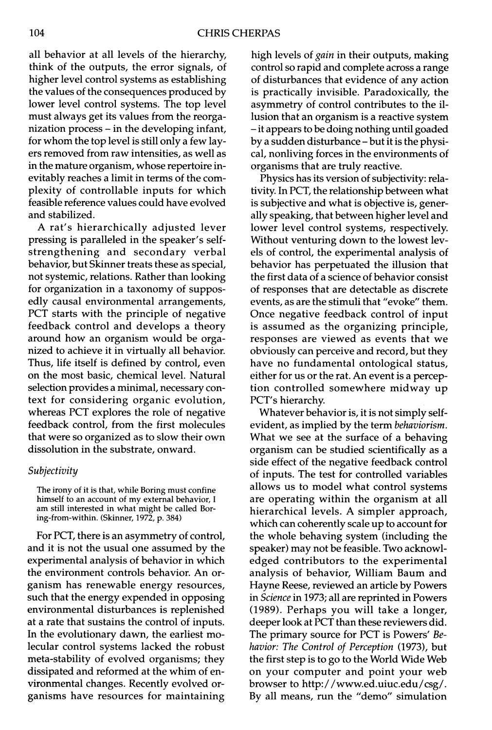all behavior at all levels of the hierarchy, think of the outputs, the error signals, of higher level control systems as establishing the values of the consequences produced by lower level control systems. The top level must always get its values from the reorganization process – in the developing infant, for whom the top level is still only a few layers removed from raw intensities, as well as in the mature organism, whose repertoire inevitably reaches a limit in terms of the complexity of controllable inputs for which feasible reference values could have evolved and stabilized.

A rat's hierarchically adjusted lever pressing is paralleled in the speaker's self-strengthening and secondary verbal behavior, but Skinner treats these as special, not systemic, relations. Rather than looking for organization in a taxonomy of supposedly causal environmental arrangements, PCT starts with the principle of negative feedback control and develops a theory around how an organism would be organized to achieve it in virtually all behavior. Thus, life itself is defined by control, even on the most basic, chemical level. Natural selection provides a minimal, necessary context for considering organic evolution, whereas PCT explores the role of negative feedback control, from the first molecules that were so organized as to slow their own dissolution in the substrate, onward.

### *Subjectivity*

> The irony of it is that, while Boring must confine himself to an account of my external behavior, I am still interested in what might be called Boring-from-within. (Skinner, 1972, p. 384)

For PCT, there is an asymmetry of control, and it is not the usual one assumed by the experimental analysis of behavior in which the environment controls behavior. An organism has renewable energy resources, such that the energy expended in opposing environmental disturbances is replenished at a rate that sustains the control of inputs. In the evolutionary dawn, the earliest molecular control systems lacked the robust meta-stability of evolved organisms; they dissipated and reformed at the whim of environmental changes. Recently evolved organisms have resources for maintaining high levels of *gain* in their outputs, making control so rapid and complete across a range of disturbances that evidence of any action is practically invisible. Paradoxically, the asymmetry of control contributes to the illusion that an organism is a reactive system – it appears to be doing nothing until goaded by a sudden disturbance – but it is the physical, nonliving forces in the environments of organisms that are truly reactive.

Physics has its version of subjectivity: relativity. In PCT, the relationship between what is subjective and what is objective is, generally speaking, that between higher level and lower level control systems, respectively. Without venturing down to the lowest levels of control, the experimental analysis of behavior has perpetuated the illusion that the first data of a science of behavior consist of responses that are detectable as discrete events, as are the stimuli that "evoke" them. Once negative feedback control of input is assumed as the organizing principle, responses are viewed as events that we obviously can perceive and record, but they have no fundamental ontological status, either for us or the rat. An event is a perception controlled somewhere midway up PCT's hierarchy.

Whatever behavior is, it is not simply self-evident, as implied by the term *behaviorism*. What we see at the surface of a behaving organism can be studied scientifically as a side effect of the negative feedback control of inputs. The test for controlled variables allows us to model what control systems are operating within the organism at all hierarchical levels. A simpler approach, which can coherently scale up to account for the whole behaving system (including the speaker) may not be feasible. Two acknowledged contributors to the experimental analysis of behavior, William Baum and Hayne Reese, reviewed an article by Powers in *Science* in 1973; all are reprinted in Powers (1989). Perhaps you will take a longer, deeper look at PCT than these reviewers did. The primary source for PCT is Powers' *Behavior: The Control of Perception* (1973), but the first step is to go to the World Wide Web on your computer and point your web browser to http://www.ed.uiuc.edu/csg/. By all means, run the "demo" simulation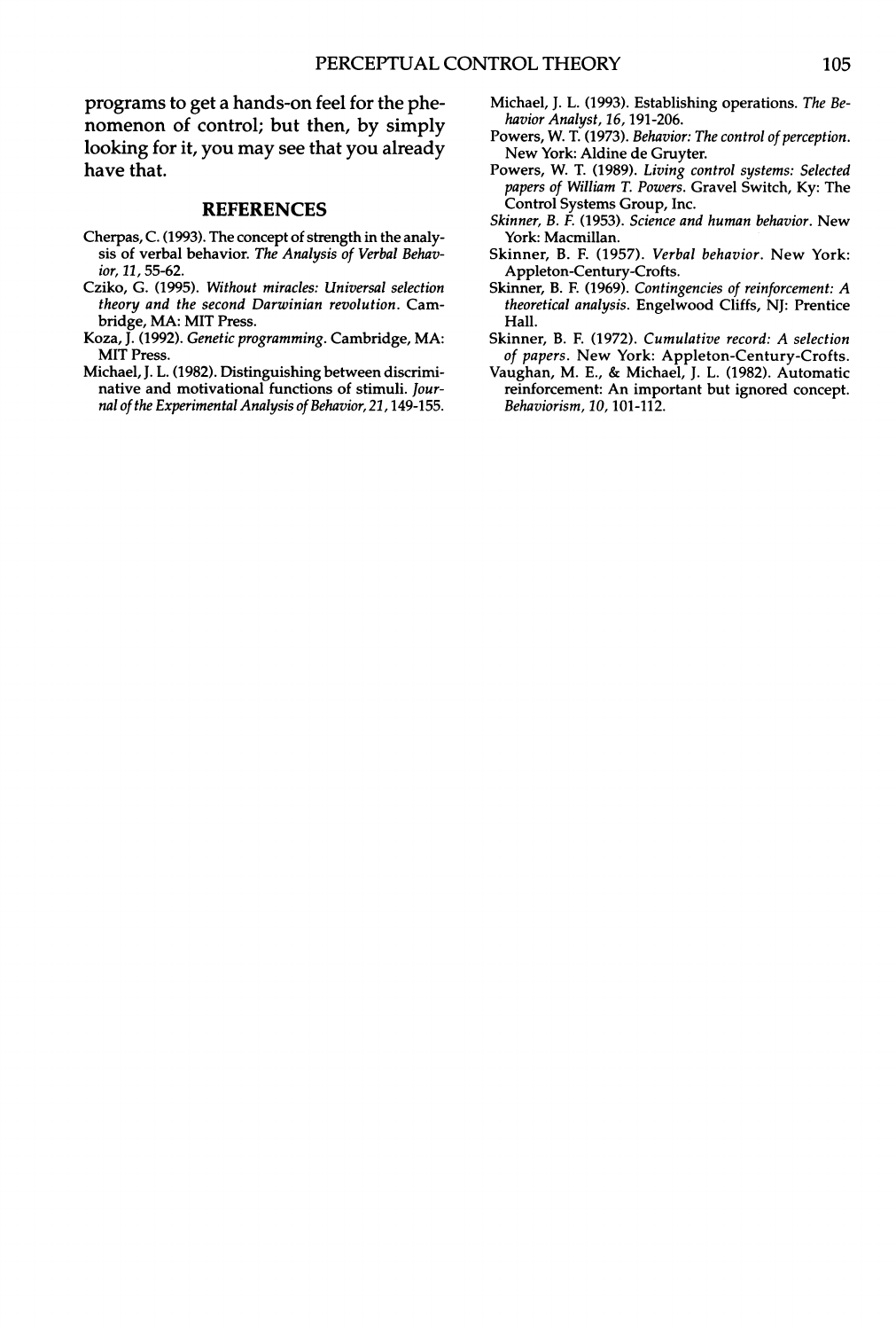programs to get a hands-on feel for the phenomenon of control; but then, by simply looking for it, you may see that you already have that.

## REFERENCES

Cherpas, C. (1993). The concept of strength in the analysis of verbal behavior. *The Analysis of Verbal Behavior, 11,* 55-62.

Cziko, G. (1995). *Without miracles: Universal selection theory and the second Darwinian revolution.* Cambridge, MA: MIT Press.

Koza, J. (1992). *Genetic programming.* Cambridge, MA: MIT Press.

Michael, J. L. (1982). Distinguishing between discriminative and motivational functions of stimuli. *Journal of the Experimental Analysis of Behavior, 21,* 149-155.

Michael, J. L. (1993). Establishing operations. *The Behavior Analyst, 16,* 191-206.

Powers, W. T. (1973). *Behavior: The control of perception.* New York: Aldine de Gruyter.

Powers, W. T. (1989). *Living control systems: Selected papers of William T. Powers.* Gravel Switch, Ky: The Control Systems Group, Inc.

Skinner, B. F. (1953). *Science and human behavior.* New York: Macmillan.

Skinner, B. F. (1957). *Verbal behavior.* New York: Appleton-Century-Crofts.

Skinner, B. F. (1969). *Contingencies of reinforcement: A theoretical analysis.* Engelwood Cliffs, NJ: Prentice Hall.

Skinner, B. F. (1972). *Cumulative record: A selection of papers.* New York: Appleton-Century-Crofts.

Vaughan, M. E., & Michael, J. L. (1982). Automatic reinforcement: An important but ignored concept. *Behaviorism, 10,* 101-112.